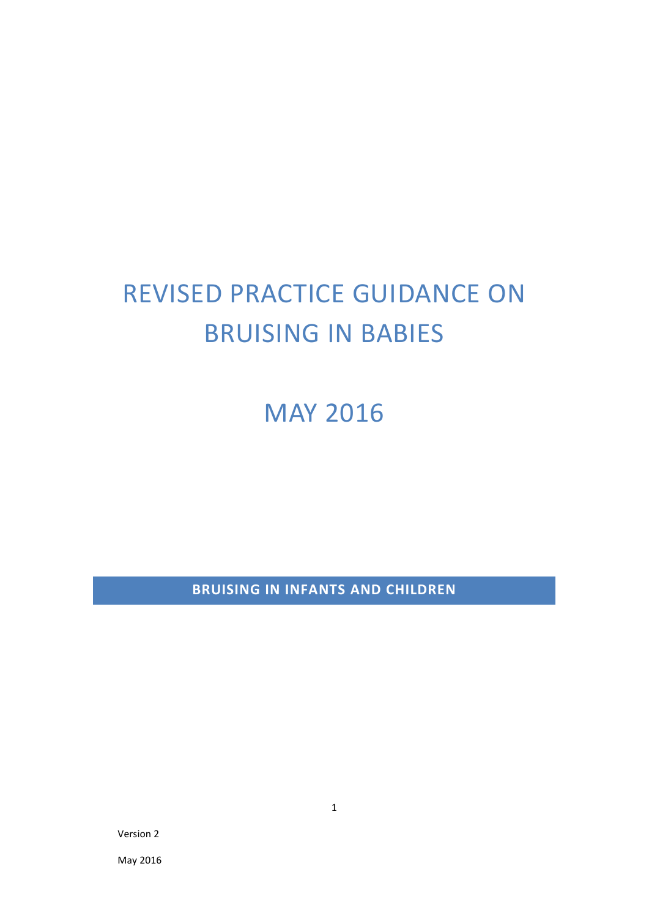# REVISED PRACTICE GUIDANCE ON BRUISING IN BABIES

# MAY 2016

**BRUISING IN INFANTS AND CHILDREN**

Version 2

May 2016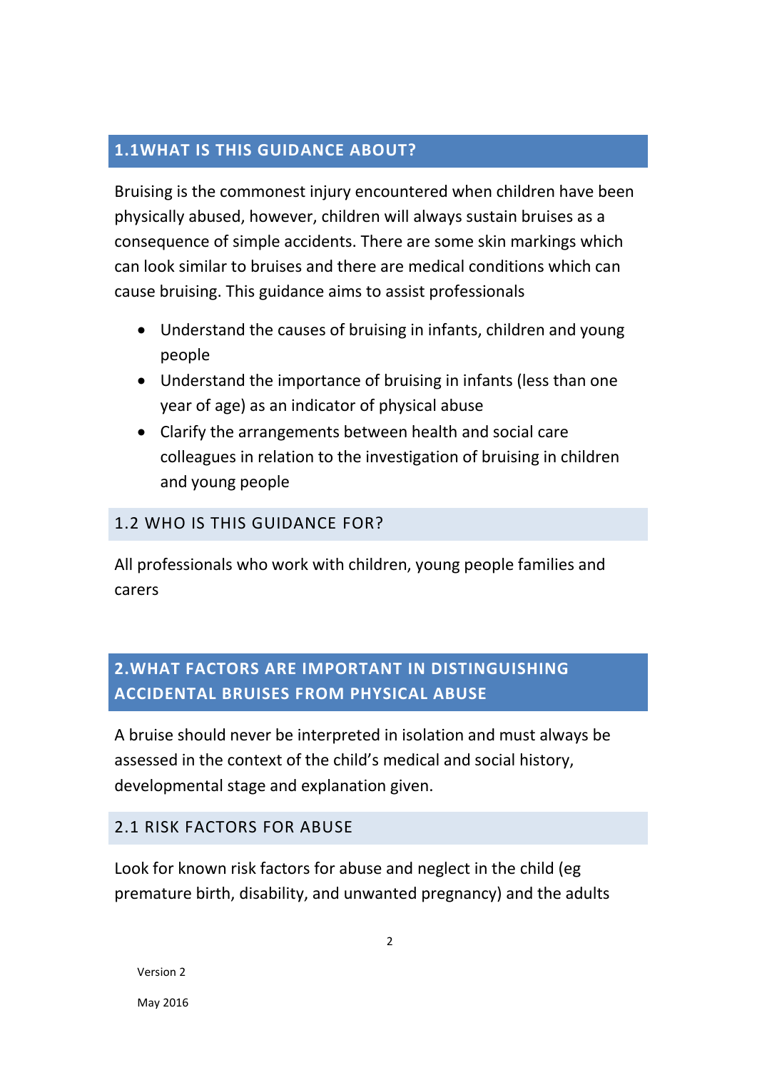## 1.1WHAT IS THIS GUIDANCE ABOUT?

Bruising is the commonest injury encountered when children have been physically abused, however, children will always sustain bruises as a consequence of simple accidents. There are some skin markings which can look similar to bruises and there are medical conditions which can cause bruising. This guidance aims to assist professionals

- Understand the causes of bruising in infants, children and young people
- Understand the importance of bruising in infants (less than one year of age) as an indicator of physical abuse
- Clarify the arrangements between health and social care colleagues in relation to the investigation of bruising in children and young people

### 1.2 WHO IS THIS GUIDANCE FOR?

All professionals who work with children, young people families and carers

## 2.WHAT FACTORS ARE IMPORTANT IN DISTINGUISHING ACCIDENTAL BRUISES FROM PHYSICAL ABUSE

A bruise should never be interpreted in isolation and must always be assessed in the context of the child's medical and social history, developmental stage and explanation given.

### 2.1 RISK FACTORS FOR ABUSE

Look for known risk factors for abuse and neglect in the child (eg premature birth, disability, and unwanted pregnancy) and the adults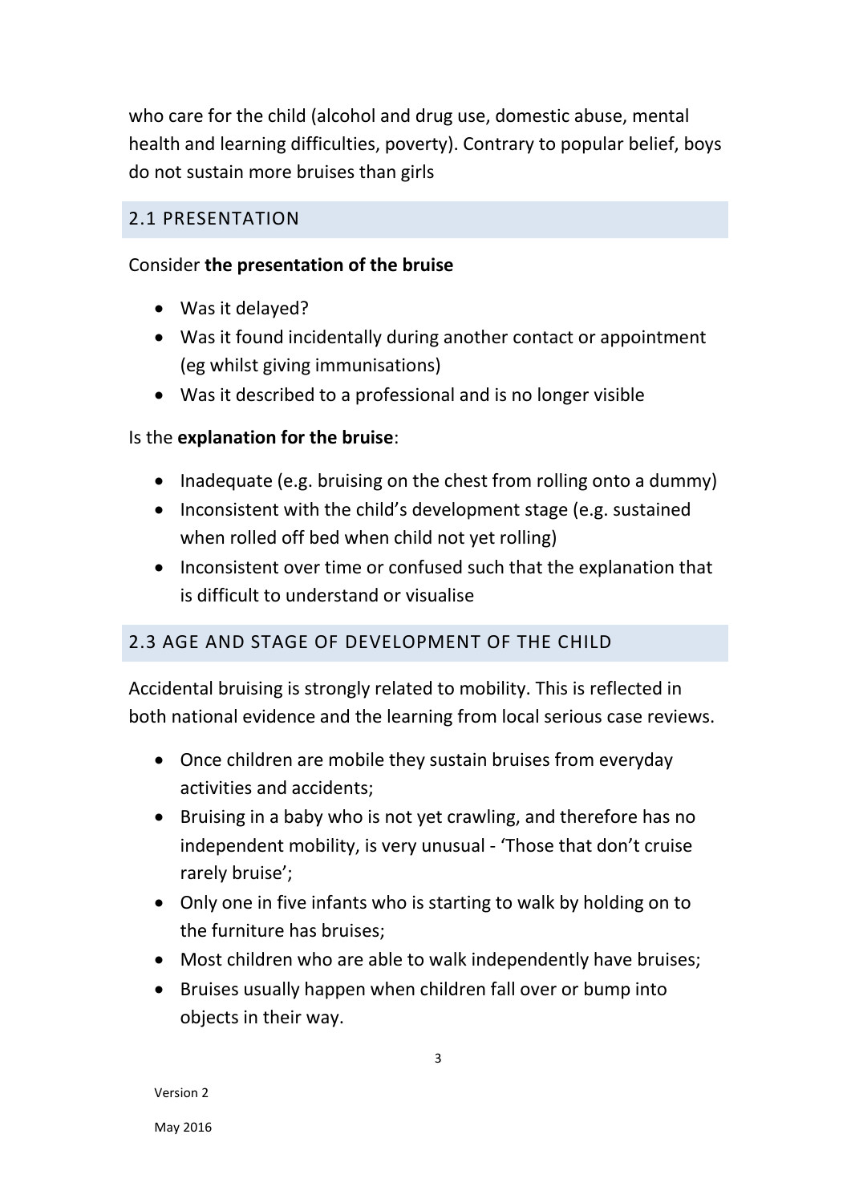who care for the child (alcohol and drug use, domestic abuse, mental health and learning difficulties, poverty). Contrary to popular belief, boys do not sustain more bruises than girls

## 2.1 PRESENTATION

Consider **the presentation of the bruise**

- Was it delayed?
- Was it found incidentally during another contact or appointment (eg whilst giving immunisations)
- Was it described to a professional and is no longer visible

Is the **explanation for the bruise**:

- Inadequate (e.g. bruising on the chest from rolling onto a dummy)
- Inconsistent with the child's development stage (e.g. sustained when rolled off bed when child not yet rolling)
- Inconsistent over time or confused such that the explanation that is difficult to understand or visualise

## 2.3 AGE AND STAGE OF DEVELOPMENT OF THE CHILD

Accidental bruising is strongly related to mobility. This is reflected in both national evidence and the learning from local serious case reviews.

- Once children are mobile they sustain bruises from everyday activities and accidents;
- Bruising in a baby who is not yet crawling, and therefore has no independent mobility, is very unusual - 'Those that don't cruise rarely bruise';
- Only one in five infants who is starting to walk by holding on to the furniture has bruises;
- Most children who are able to walk independently have bruises;
- Bruises usually happen when children fall over or bump into objects in their way.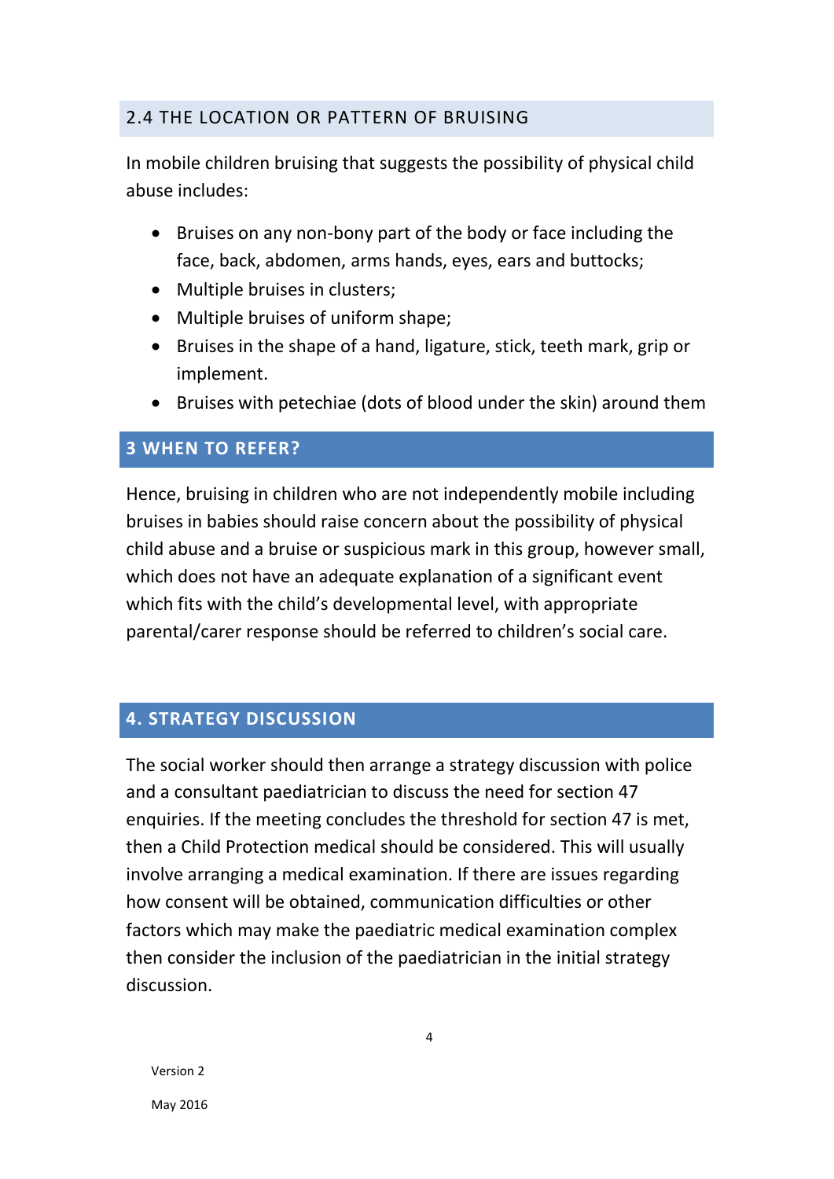## 2.4 THE LOCATION OR PATTERN OF BRUISING

In mobile children bruising that suggests the possibility of physical child abuse includes:

- Bruises on any non-bony part of the body or face including the face, back, abdomen, arms hands, eyes, ears and buttocks;
- Multiple bruises in clusters;
- Multiple bruises of uniform shape;
- Bruises in the shape of a hand, ligature, stick, teeth mark, grip or implement.
- Bruises with petechiae (dots of blood under the skin) around them

## 3 WHEN TO REFER?

Hence, bruising in children who are not independently mobile including bruises in babies should raise concern about the possibility of physical child abuse and a bruise or suspicious mark in this group, however small, which does not have an adequate explanation of a significant event which fits with the child's developmental level, with appropriate parental/carer response should be referred to children's social care.

## 4. STRATEGY DISCUSSION

The social worker should then arrange a strategy discussion with police and a consultant paediatrician to discuss the need for section 47 enquiries. If the meeting concludes the threshold for section 47 is met, then a Child Protection medical should be considered. This will usually involve arranging a medical examination. If there are issues regarding how consent will be obtained, communication difficulties or other factors which may make the paediatric medical examination complex then consider the inclusion of the paediatrician in the initial strategy discussion.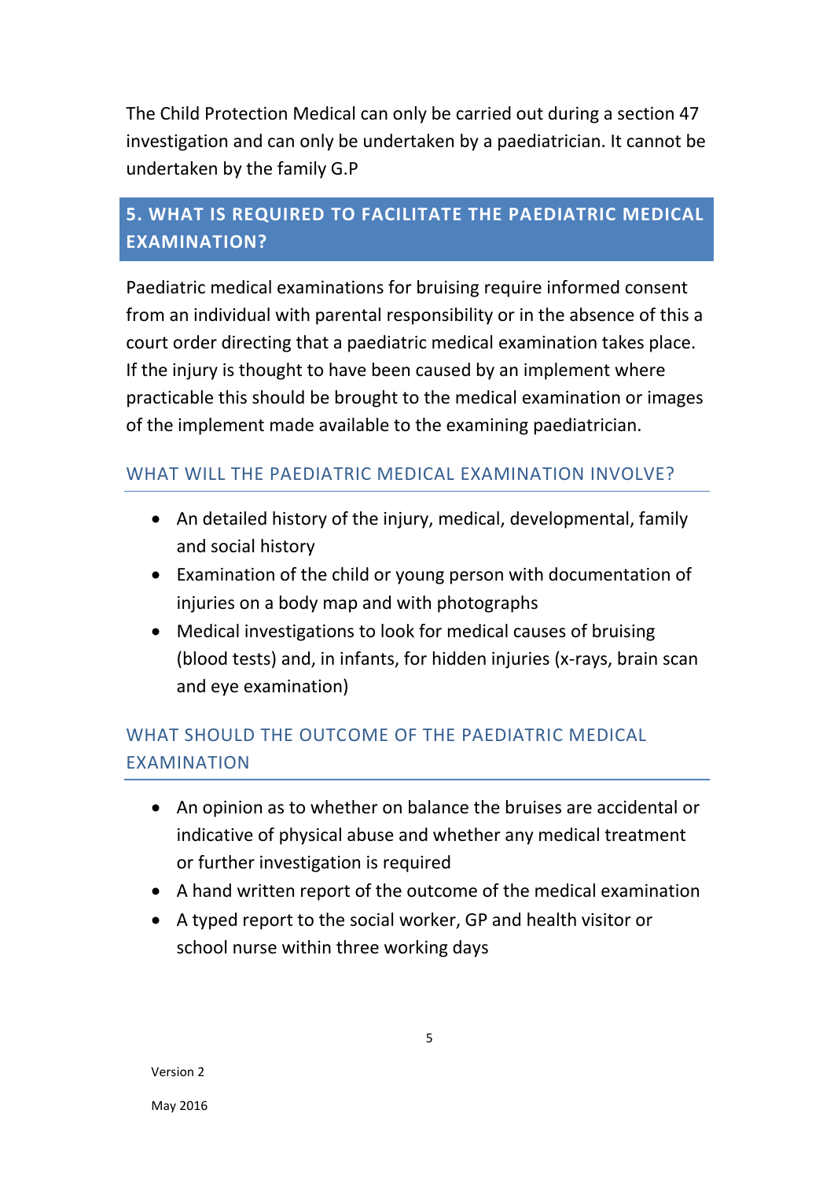The Child Protection Medical can only be carried out during a section 47 investigation and can only be undertaken by a paediatrician. It cannot be undertaken by the family G.P

## 5. WHAT IS REQUIRED TO FACILITATE THE PAEDIATRIC MEDICAL EXAMINATION?

Paediatric medical examinations for bruising require informed consent from an individual with parental responsibility or in the absence of this a court order directing that a paediatric medical examination takes place. If the injury is thought to have been caused by an implement where practicable this should be brought to the medical examination or images of the implement made available to the examining paediatrician.

### WHAT WILL THE PAEDIATRIC MEDICAL EXAMINATION INVOLVE?

- An detailed history of the injury, medical, developmental, family and social history
- Examination of the child or young person with documentation of injuries on a body map and with photographs
- Medical investigations to look for medical causes of bruising (blood tests) and, in infants, for hidden injuries (x-rays, brain scan and eye examination)

### WHAT SHOULD THE OUTCOME OF THE PAEDIATRIC MEDICAL EXAMINATION

- An opinion as to whether on balance the bruises are accidental or indicative of physical abuse and whether any medical treatment or further investigation is required
- A hand written report of the outcome of the medical examination
- A typed report to the social worker, GP and health visitor or school nurse within three working days

Version 2

May 2016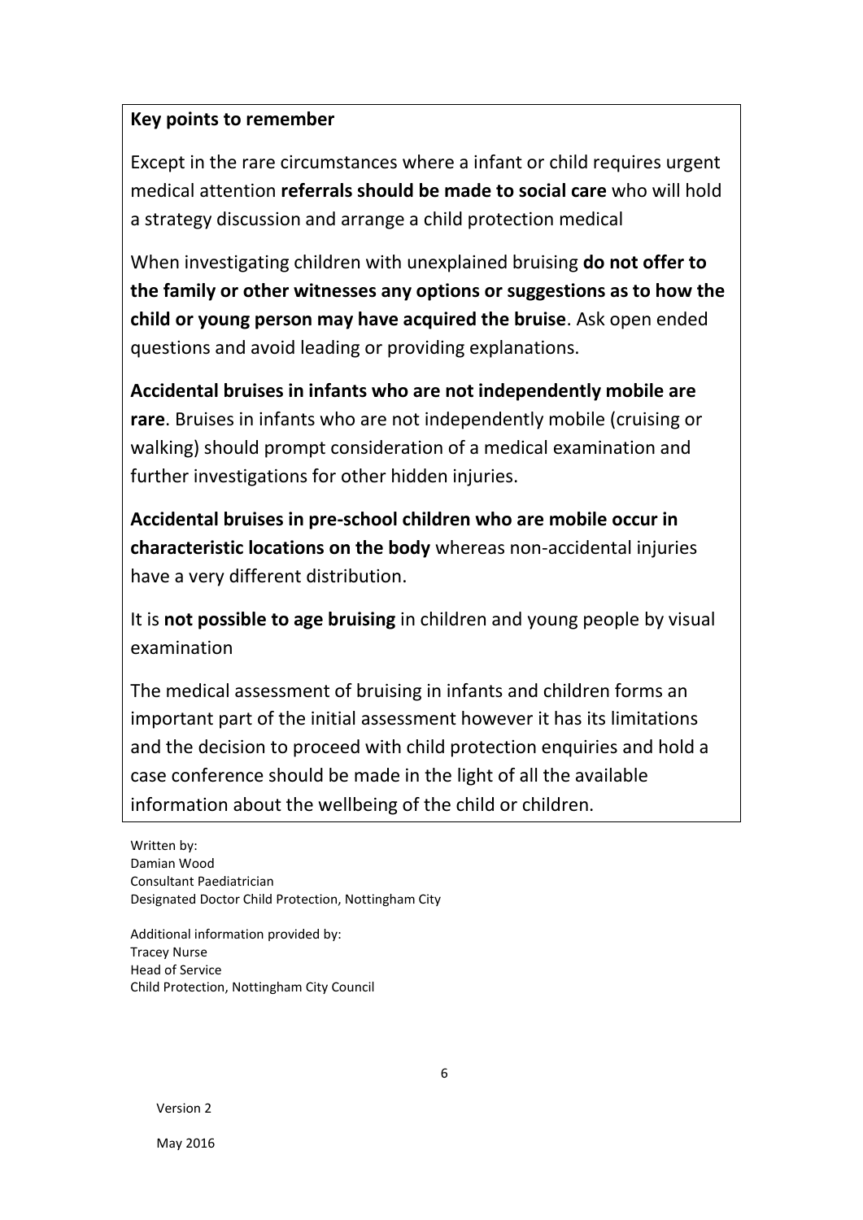**Key points to remember**

Except in the rare circumstances where a infant or child requires urgent medical attention **referrals should be made to social care** who will hold a strategy discussion and arrange a child protection medical

When investigating children with unexplained bruising **do not offer to the family or other witnesses any options or suggestions as to how the child or young person may have acquired the bruise**. Ask open ended questions and avoid leading or providing explanations.

**Accidental bruises in infants who are not independently mobile are rare**. Bruises in infants who are not independently mobile (cruising or walking) should prompt consideration of a medical examination and further investigations for other hidden injuries.

**Accidental bruises in pre-school children who are mobile occur in characteristic locations on the body** whereas non-accidental injuries have a very different distribution.

It is **not possible to age bruising** in children and young people by visual examination

The medical assessment of bruising in infants and children forms an important part of the initial assessment however it has its limitations and the decision to proceed with child protection enquiries and hold a case conference should be made in the light of all the available information about the wellbeing of the child or children.

Written by:
Damian Wood
Consultant Paediatrician
Designated Doctor Child Protection, Nottingham City

Additional information provided by:
Tracey Nurse
Head of Service
Child Protection, Nottingham City Council

Version 2

May 2016